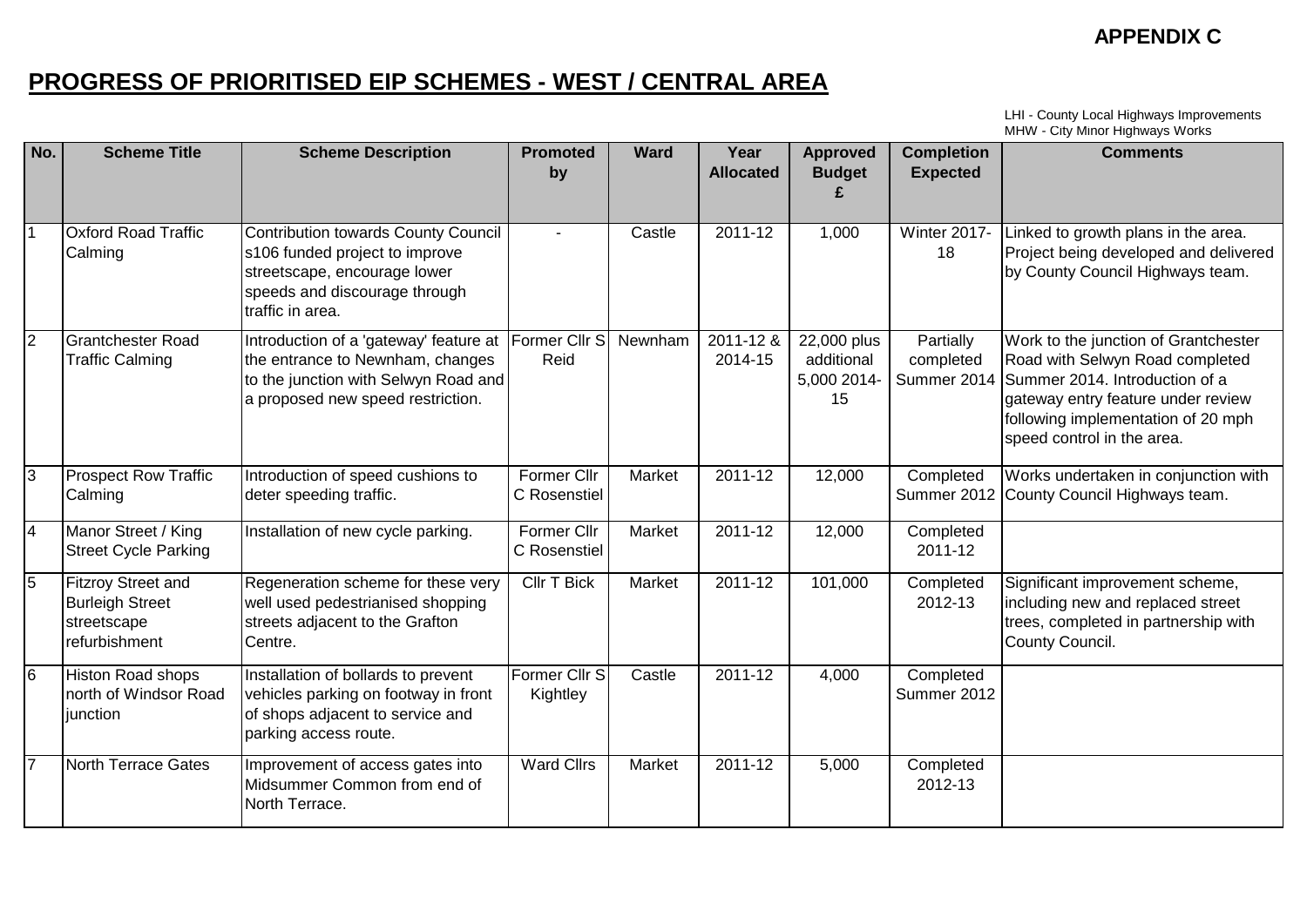**APPENDIX C**

## PROGRESS OF PRIORITISED EIP SCHEMES - WEST / CENTRAL AREA

LHI - County Local Highways Improvements
MHW - City Minor Highways Works

| No. | Scheme Title | Scheme Description | Promoted by | Ward | Year Allocated | Approved Budget £ | Completion Expected | Comments |
|---|---|---|---|---|---|---|---|---|
| 1 | Oxford Road Traffic Calming | Contribution towards County Council s106 funded project to improve streetscape, encourage lower speeds and discourage through traffic in area. | - | Castle | 2011-12 | 1,000 | Winter 2017-18 | Linked to growth plans in the area. Project being developed and delivered by County Council Highways team. |
| 2 | Grantchester Road Traffic Calming | Introduction of a 'gateway' feature at the entrance to Newnham, changes to the junction with Selwyn Road and a proposed new speed restriction. | Former Cllr S Reid | Newnham | 2011-12 & 2014-15 | 22,000 plus additional 5,000 2014-15 | Partially completed Summer 2014 | Work to the junction of Grantchester Road with Selwyn Road completed Summer 2014. Introduction of a gateway entry feature under review following implementation of 20 mph speed control in the area. |
| 3 | Prospect Row Traffic Calming | Introduction of speed cushions to deter speeding traffic. | Former Cllr C Rosenstiel | Market | 2011-12 | 12,000 | Completed Summer 2012 | Works undertaken in conjunction with County Council Highways team. |
| 4 | Manor Street / King Street Cycle Parking | Installation of new cycle parking. | Former Cllr C Rosenstiel | Market | 2011-12 | 12,000 | Completed 2011-12 | |
| 5 | Fitzroy Street and Burleigh Street streetscape refurbishment | Regeneration scheme for these very well used pedestrianised shopping streets adjacent to the Grafton Centre. | Cllr T Bick | Market | 2011-12 | 101,000 | Completed 2012-13 | Significant improvement scheme, including new and replaced street trees, completed in partnership with County Council. |
| 6 | Histon Road shops north of Windsor Road junction | Installation of bollards to prevent vehicles parking on footway in front of shops adjacent to service and parking access route. | Former Cllr S Kightley | Castle | 2011-12 | 4,000 | Completed Summer 2012 | |
| 7 | North Terrace Gates | Improvement of access gates into Midsummer Common from end of North Terrace. | Ward Cllrs | Market | 2011-12 | 5,000 | Completed 2012-13 | |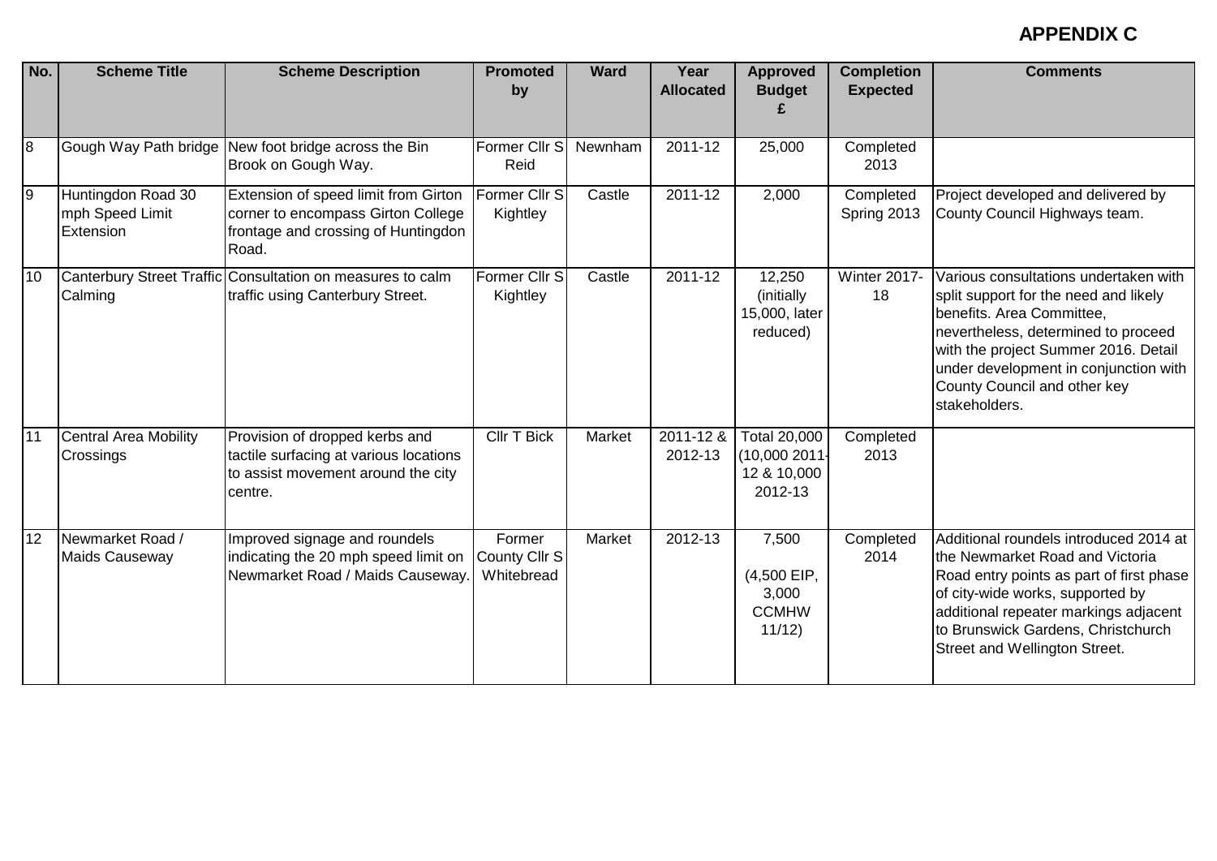**APPENDIX C**

| No. | Scheme Title | Scheme Description | Promoted by | Ward | Year Allocated | Approved Budget £ | Completion Expected | Comments |
|---|---|---|---|---|---|---|---|---|
| 8 | Gough Way Path bridge | New foot bridge across the Bin Brook on Gough Way. | Former Cllr S Reid | Newnham | 2011-12 | 25,000 | Completed 2013 | |
| 9 | Huntingdon Road 30 mph Speed Limit Extension | Extension of speed limit from Girton corner to encompass Girton College frontage and crossing of Huntingdon Road. | Former Cllr S Kightley | Castle | 2011-12 | 2,000 | Completed Spring 2013 | Project developed and delivered by County Council Highways team. |
| 10 | Canterbury Street Traffic Calming | Consultation on measures to calm traffic using Canterbury Street. | Former Cllr S Kightley | Castle | 2011-12 | 12,250 (initially 15,000, later reduced) | Winter 2017-18 | Various consultations undertaken with split support for the need and likely benefits. Area Committee, nevertheless, determined to proceed with the project Summer 2016. Detail under development in conjunction with County Council and other key stakeholders. |
| 11 | Central Area Mobility Crossings | Provision of dropped kerbs and tactile surfacing at various locations to assist movement around the city centre. | Cllr T Bick | Market | 2011-12 & 2012-13 | Total 20,000 (10,000 2011-12 & 10,000 2012-13 | Completed 2013 | |
| 12 | Newmarket Road / Maids Causeway | Improved signage and roundels indicating the 20 mph speed limit on Newmarket Road / Maids Causeway. | Former County Cllr S Whitebread | Market | 2012-13 | 7,500 (4,500 EIP, 3,000 CCMHW 11/12) | Completed 2014 | Additional roundels introduced 2014 at the Newmarket Road and Victoria Road entry points as part of first phase of city-wide works, supported by additional repeater markings adjacent to Brunswick Gardens, Christchurch Street and Wellington Street. |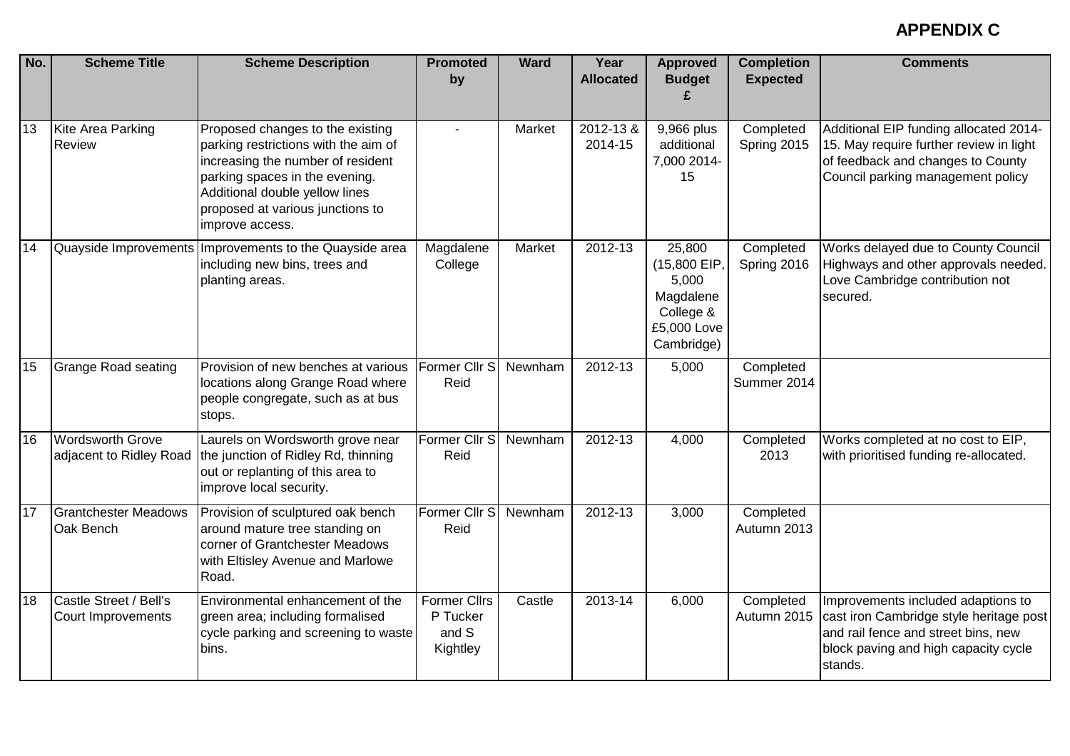**APPENDIX C**

| No. | Scheme Title | Scheme Description | Promoted by | Ward | Year Allocated | Approved Budget £ | Completion Expected | Comments |
|---|---|---|---|---|---|---|---|---|
| 13 | Kite Area Parking Review | Proposed changes to the existing parking restrictions with the aim of increasing the number of resident parking spaces in the evening. Additional double yellow lines proposed at various junctions to improve access. | - | Market | 2012-13 & 2014-15 | 9,966 plus additional 7,000 2014-15 | Completed Spring 2015 | Additional EIP funding allocated 2014-15. May require further review in light of feedback and changes to County Council parking management policy |
| 14 | Quayside Improvements | Improvements to the Quayside area including new bins, trees and planting areas. | Magdalene College | Market | 2012-13 | 25,800 (15,800 EIP, 5,000 Magdalene College & £5,000 Love Cambridge) | Completed Spring 2016 | Works delayed due to County Council Highways and other approvals needed. Love Cambridge contribution not secured. |
| 15 | Grange Road seating | Provision of new benches at various locations along Grange Road where people congregate, such as at bus stops. | Former Cllr S Reid | Newnham | 2012-13 | 5,000 | Completed Summer 2014 | |
| 16 | Wordsworth Grove adjacent to Ridley Road | Laurels on Wordsworth grove near the junction of Ridley Rd, thinning out or replanting of this area to improve local security. | Former Cllr S Reid | Newnham | 2012-13 | 4,000 | Completed 2013 | Works completed at no cost to EIP, with prioritised funding re-allocated. |
| 17 | Grantchester Meadows Oak Bench | Provision of sculptured oak bench around mature tree standing on corner of Grantchester Meadows with Eltisley Avenue and Marlowe Road. | Former Cllr S Reid | Newnham | 2012-13 | 3,000 | Completed Autumn 2013 | |
| 18 | Castle Street / Bell's Court Improvements | Environmental enhancement of the green area; including formalised cycle parking and screening to waste bins. | Former Cllrs P Tucker and S Kightley | Castle | 2013-14 | 6,000 | Completed Autumn 2015 | Improvements included adaptions to cast iron Cambridge style heritage post and rail fence and street bins, new block paving and high capacity cycle stands. |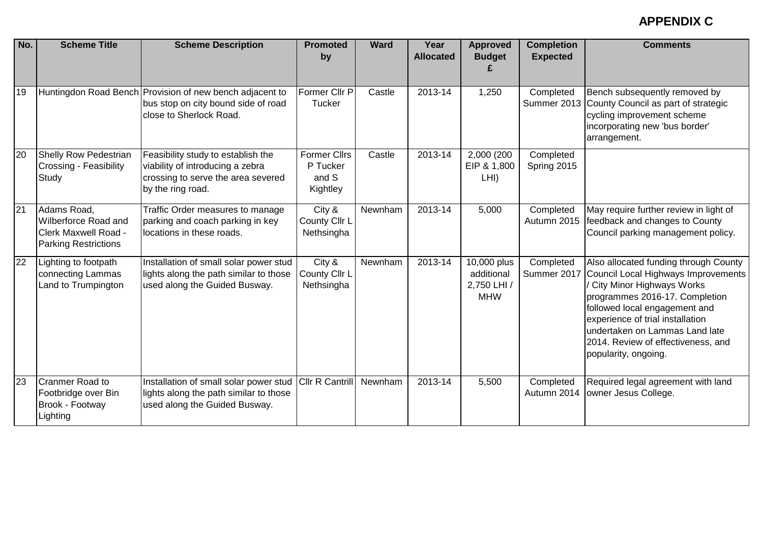**APPENDIX C**

| No. | Scheme Title | Scheme Description | Promoted by | Ward | Year Allocated | Approved Budget £ | Completion Expected | Comments |
|---|---|---|---|---|---|---|---|---|
| 19 | Huntingdon Road Bench | Provision of new bench adjacent to bus stop on city bound side of road close to Sherlock Road. | Former Cllr P Tucker | Castle | 2013-14 | 1,250 | Completed Summer 2013 | Bench subsequently removed by County Council as part of strategic cycling improvement scheme incorporating new 'bus border' arrangement. |
| 20 | Shelly Row Pedestrian Crossing - Feasibility Study | Feasibility study to establish the viability of introducing a zebra crossing to serve the area severed by the ring road. | Former Cllrs P Tucker and S Kightley | Castle | 2013-14 | 2,000 (200 EIP & 1,800 LHI) | Completed Spring 2015 | |
| 21 | Adams Road, Wilberforce Road and Clerk Maxwell Road - Parking Restrictions | Traffic Order measures to manage parking and coach parking in key locations in these roads. | City & County Cllr L Nethsingha | Newnham | 2013-14 | 5,000 | Completed Autumn 2015 | May require further review in light of feedback and changes to County Council parking management policy. |
| 22 | Lighting to footpath connecting Lammas Land to Trumpington | Installation of small solar power stud lights along the path similar to those used along the Guided Busway. | City & County Cllr L Nethsingha | Newnham | 2013-14 | 10,000 plus additional 2,750 LHI / MHW | Completed Summer 2017 | Also allocated funding through County Council Local Highways Improvements / City Minor Highways Works programmes 2016-17. Completion followed local engagement and experience of trial installation undertaken on Lammas Land late 2014. Review of effectiveness, and popularity, ongoing. |
| 23 | Cranmer Road to Footbridge over Bin Brook - Footway Lighting | Installation of small solar power stud lights along the path similar to those used along the Guided Busway. | Cllr R Cantrill | Newnham | 2013-14 | 5,500 | Completed Autumn 2014 | Required legal agreement with land owner Jesus College. |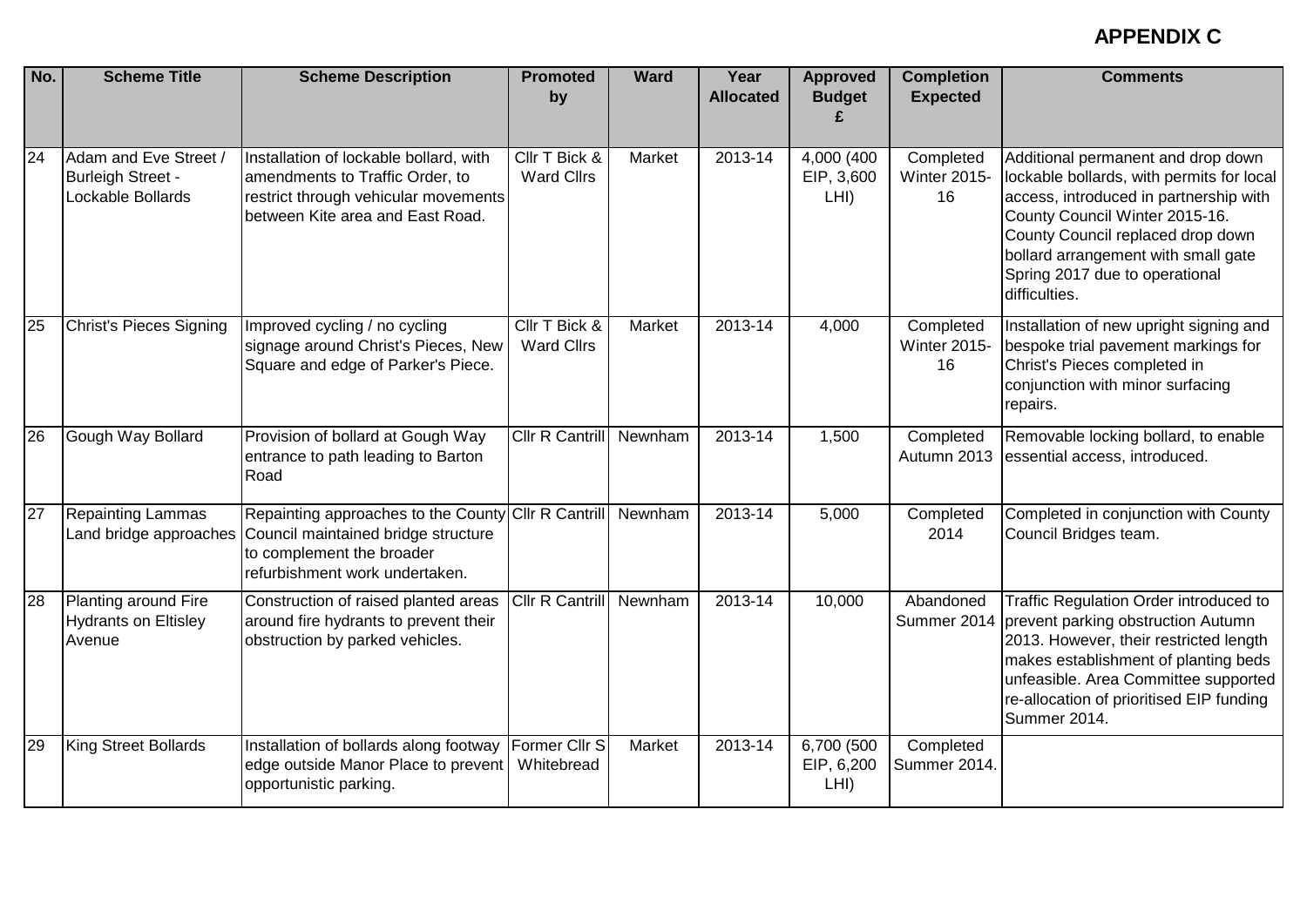# APPENDIX C

| No. | Scheme Title | Scheme Description | Promoted by | Ward | Year Allocated | Approved Budget £ | Completion Expected | Comments |
|---|---|---|---|---|---|---|---|---|
| 24 | Adam and Eve Street / Burleigh Street - Lockable Bollards | Installation of lockable bollard, with amendments to Traffic Order, to restrict through vehicular movements between Kite area and East Road. | Cllr T Bick & Ward Cllrs | Market | 2013-14 | 4,000 (400 EIP, 3,600 LHI) | Completed Winter 2015-16 | Additional permanent and drop down lockable bollards, with permits for local access, introduced in partnership with County Council Winter 2015-16. County Council replaced drop down bollard arrangement with small gate Spring 2017 due to operational difficulties. |
| 25 | Christ's Pieces Signing | Improved cycling / no cycling signage around Christ's Pieces, New Square and edge of Parker's Piece. | Cllr T Bick & Ward Cllrs | Market | 2013-14 | 4,000 | Completed Winter 2015-16 | Installation of new upright signing and bespoke trial pavement markings for Christ's Pieces completed in conjunction with minor surfacing repairs. |
| 26 | Gough Way Bollard | Provision of bollard at Gough Way entrance to path leading to Barton Road | Cllr R Cantrill | Newnham | 2013-14 | 1,500 | Completed Autumn 2013 | Removable locking bollard, to enable essential access, introduced. |
| 27 | Repainting Lammas Land bridge approaches | Repainting approaches to the County Council maintained bridge structure to complement the broader refurbishment work undertaken. | Cllr R Cantrill | Newnham | 2013-14 | 5,000 | Completed 2014 | Completed in conjunction with County Council Bridges team. |
| 28 | Planting around Fire Hydrants on Eltisley Avenue | Construction of raised planted areas around fire hydrants to prevent their obstruction by parked vehicles. | Cllr R Cantrill | Newnham | 2013-14 | 10,000 | Abandoned Summer 2014 | Traffic Regulation Order introduced to prevent parking obstruction Autumn 2013. However, their restricted length makes establishment of planting beds unfeasible. Area Committee supported re-allocation of prioritised EIP funding Summer 2014. |
| 29 | King Street Bollards | Installation of bollards along footway edge outside Manor Place to prevent opportunistic parking. | Former Cllr S Whitebread | Market | 2013-14 | 6,700 (500 EIP, 6,200 LHI) | Completed Summer 2014. | |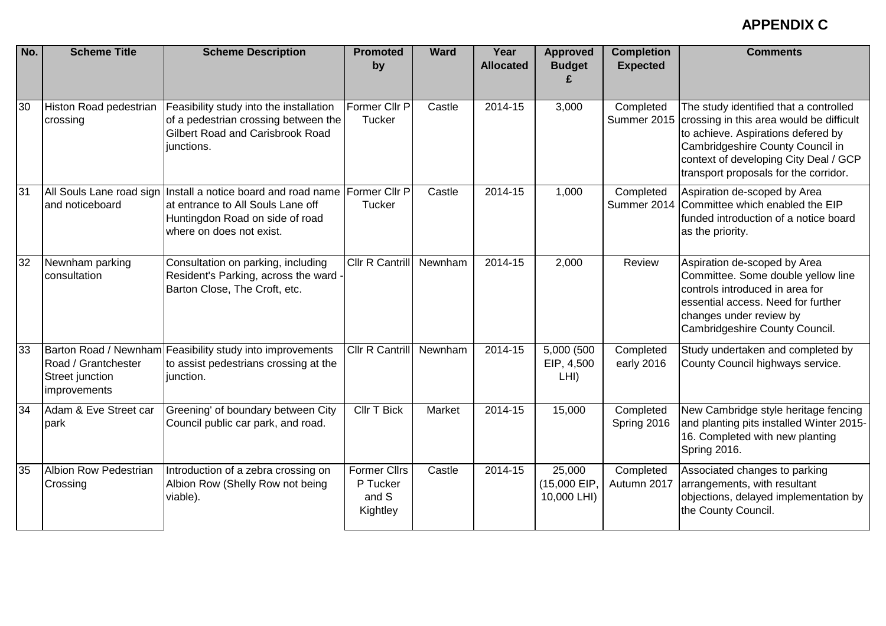**APPENDIX C**

| No. | Scheme Title | Scheme Description | Promoted by | Ward | Year Allocated | Approved Budget £ | Completion Expected | Comments |
|---|---|---|---|---|---|---|---|---|
| 30 | Histon Road pedestrian crossing | Feasibility study into the installation of a pedestrian crossing between the Gilbert Road and Carisbrook Road junctions. | Former Cllr P Tucker | Castle | 2014-15 | 3,000 | Completed Summer 2015 | The study identified that a controlled crossing in this area would be difficult to achieve. Aspirations defered by Cambridgeshire County Council in context of developing City Deal / GCP transport proposals for the corridor. |
| 31 | All Souls Lane road sign and noticeboard | Install a notice board and road name at entrance to All Souls Lane off Huntingdon Road on side of road where on does not exist. | Former Cllr P Tucker | Castle | 2014-15 | 1,000 | Completed Summer 2014 | Aspiration de-scoped by Area Committee which enabled the EIP funded introduction of a notice board as the priority. |
| 32 | Newnham parking consultation | Consultation on parking, including Resident's Parking, across the ward - Barton Close, The Croft, etc. | Cllr R Cantrill | Newnham | 2014-15 | 2,000 | Review | Aspiration de-scoped by Area Committee. Some double yellow line controls introduced in area for essential access. Need for further changes under review by Cambridgeshire County Council. |
| 33 | Barton Road / Newnham Road / Grantchester Street junction improvements | Feasibility study into improvements to assist pedestrians crossing at the junction. | Cllr R Cantrill | Newnham | 2014-15 | 5,000 (500 EIP, 4,500 LHI) | Completed early 2016 | Study undertaken and completed by County Council highways service. |
| 34 | Adam & Eve Street car park | Greening' of boundary between City Council public car park, and road. | Cllr T Bick | Market | 2014-15 | 15,000 | Completed Spring 2016 | New Cambridge style heritage fencing and planting pits installed Winter 2015-16. Completed with new planting Spring 2016. |
| 35 | Albion Row Pedestrian Crossing | Introduction of a zebra crossing on Albion Row (Shelly Row not being viable). | Former Cllrs P Tucker and S Kightley | Castle | 2014-15 | 25,000 (15,000 EIP, 10,000 LHI) | Completed Autumn 2017 | Associated changes to parking arrangements, with resultant objections, delayed implementation by the County Council. |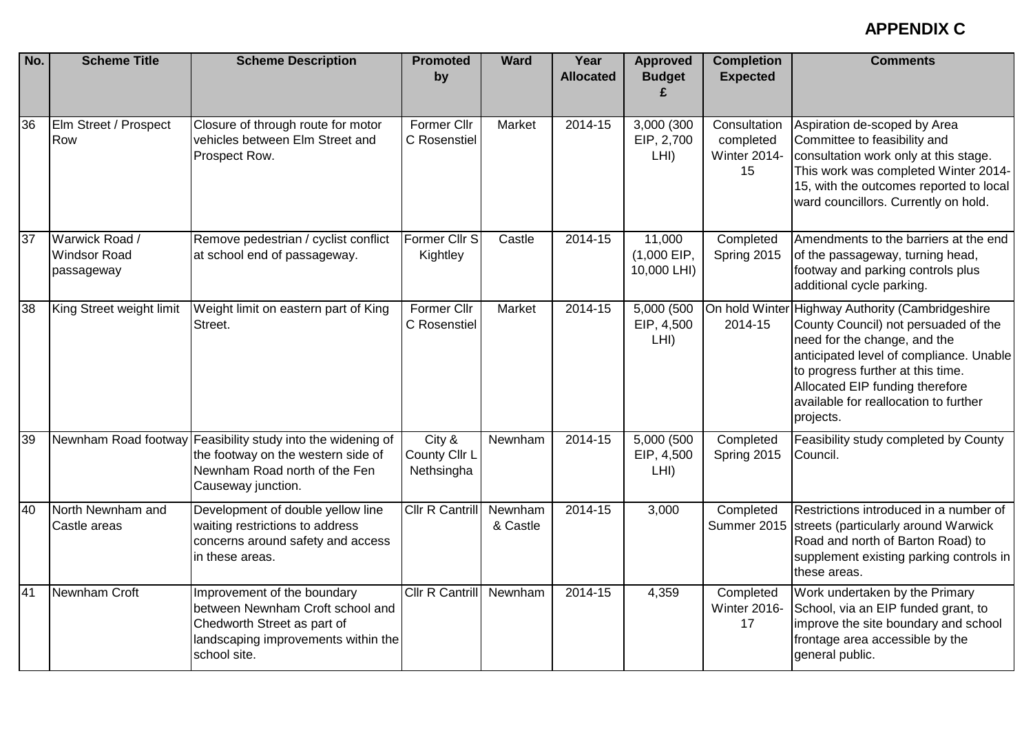**APPENDIX C**

| No. | Scheme Title | Scheme Description | Promoted by | Ward | Year Allocated | Approved Budget £ | Completion Expected | Comments |
|---|---|---|---|---|---|---|---|---|
| 36 | Elm Street / Prospect Row | Closure of through route for motor vehicles between Elm Street and Prospect Row. | Former Cllr C Rosenstiel | Market | 2014-15 | 3,000 (300 EIP, 2,700 LHI) | Consultation completed Winter 2014-15 | Aspiration de-scoped by Area Committee to feasibility and consultation work only at this stage. This work was completed Winter 2014-15, with the outcomes reported to local ward councillors. Currently on hold. |
| 37 | Warwick Road / Windsor Road passageway | Remove pedestrian / cyclist conflict at school end of passageway. | Former Cllr S Kightley | Castle | 2014-15 | 11,000 (1,000 EIP, 10,000 LHI) | Completed Spring 2015 | Amendments to the barriers at the end of the passageway, turning head, footway and parking controls plus additional cycle parking. |
| 38 | King Street weight limit | Weight limit on eastern part of King Street. | Former Cllr C Rosenstiel | Market | 2014-15 | 5,000 (500 EIP, 4,500 LHI) | On hold Winter 2014-15 | Highway Authority (Cambridgeshire County Council) not persuaded of the need for the change, and the anticipated level of compliance. Unable to progress further at this time. Allocated EIP funding therefore available for reallocation to further projects. |
| 39 | Newnham Road footway | Feasibility study into the widening of the footway on the western side of Newnham Road north of the Fen Causeway junction. | City & County Cllr L Nethsingha | Newnham | 2014-15 | 5,000 (500 EIP, 4,500 LHI) | Completed Spring 2015 | Feasibility study completed by County Council. |
| 40 | North Newnham and Castle areas | Development of double yellow line waiting restrictions to address concerns around safety and access in these areas. | Cllr R Cantrill | Newnham & Castle | 2014-15 | 3,000 | Completed Summer 2015 | Restrictions introduced in a number of streets (particularly around Warwick Road and north of Barton Road) to supplement existing parking controls in these areas. |
| 41 | Newnham Croft | Improvement of the boundary between Newnham Croft school and Chedworth Street as part of landscaping improvements within the school site. | Cllr R Cantrill | Newnham | 2014-15 | 4,359 | Completed Winter 2016-17 | Work undertaken by the Primary School, via an EIP funded grant, to improve the site boundary and school frontage area accessible by the general public. |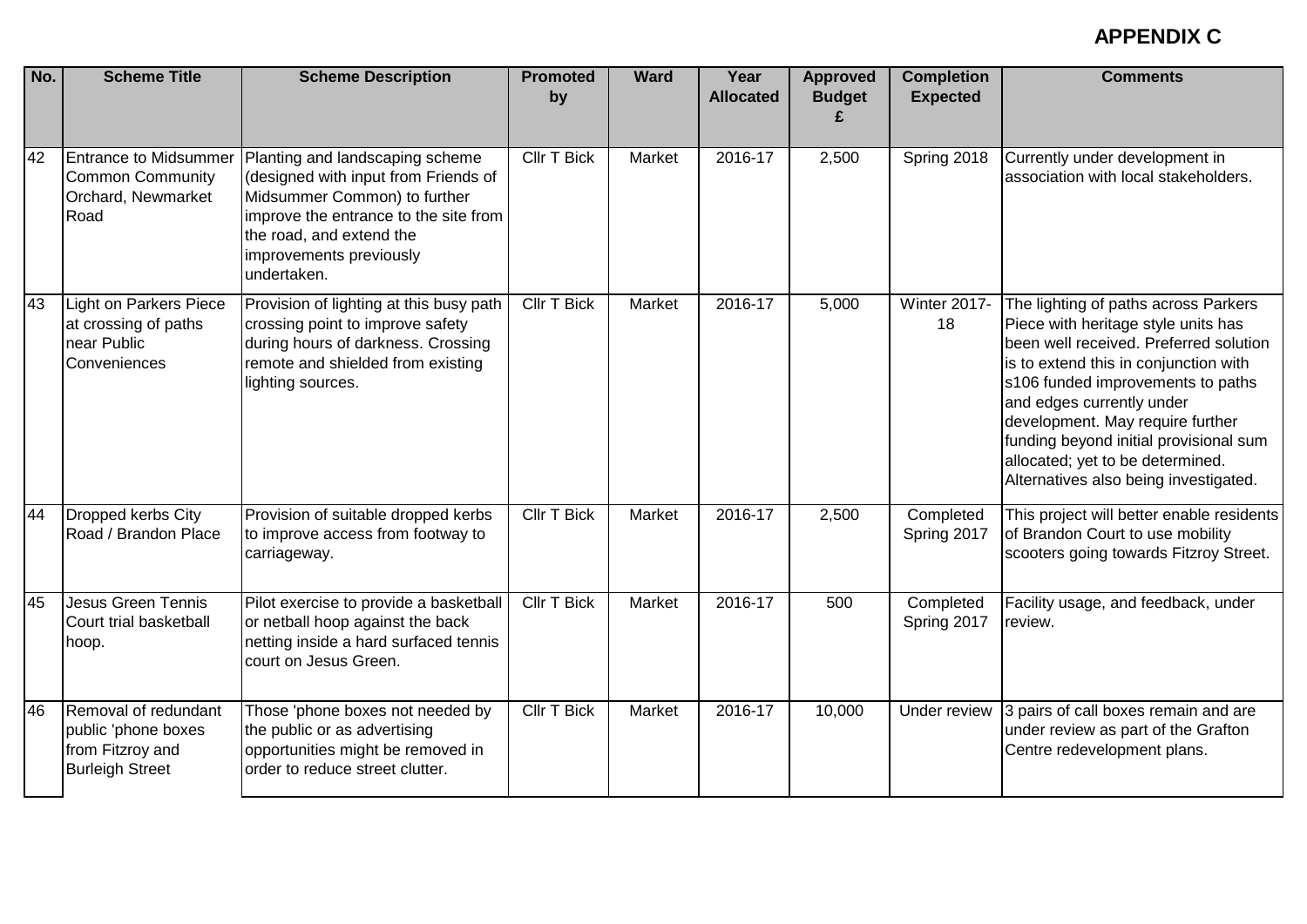**APPENDIX C**

| No. | Scheme Title | Scheme Description | Promoted by | Ward | Year Allocated | Approved Budget £ | Completion Expected | Comments |
|---|---|---|---|---|---|---|---|---|
| 42 | Entrance to Midsummer Common Community Orchard, Newmarket Road | Planting and landscaping scheme (designed with input from Friends of Midsummer Common) to further improve the entrance to the site from the road, and extend the improvements previously undertaken. | Cllr T Bick | Market | 2016-17 | 2,500 | Spring 2018 | Currently under development in association with local stakeholders. |
| 43 | Light on Parkers Piece at crossing of paths near Public Conveniences | Provision of lighting at this busy path crossing point to improve safety during hours of darkness. Crossing remote and shielded from existing lighting sources. | Cllr T Bick | Market | 2016-17 | 5,000 | Winter 2017-18 | The lighting of paths across Parkers Piece with heritage style units has been well received. Preferred solution is to extend this in conjunction with s106 funded improvements to paths and edges currently under development. May require further funding beyond initial provisional sum allocated; yet to be determined. Alternatives also being investigated. |
| 44 | Dropped kerbs City Road / Brandon Place | Provision of suitable dropped kerbs to improve access from footway to carriageway. | Cllr T Bick | Market | 2016-17 | 2,500 | Completed Spring 2017 | This project will better enable residents of Brandon Court to use mobility scooters going towards Fitzroy Street. |
| 45 | Jesus Green Tennis Court trial basketball hoop. | Pilot exercise to provide a basketball or netball hoop against the back netting inside a hard surfaced tennis court on Jesus Green. | Cllr T Bick | Market | 2016-17 | 500 | Completed Spring 2017 | Facility usage, and feedback, under review. |
| 46 | Removal of redundant public 'phone boxes from Fitzroy and Burleigh Street | Those 'phone boxes not needed by the public or as advertising opportunities might be removed in order to reduce street clutter. | Cllr T Bick | Market | 2016-17 | 10,000 | Under review | 3 pairs of call boxes remain and are under review as part of the Grafton Centre redevelopment plans. |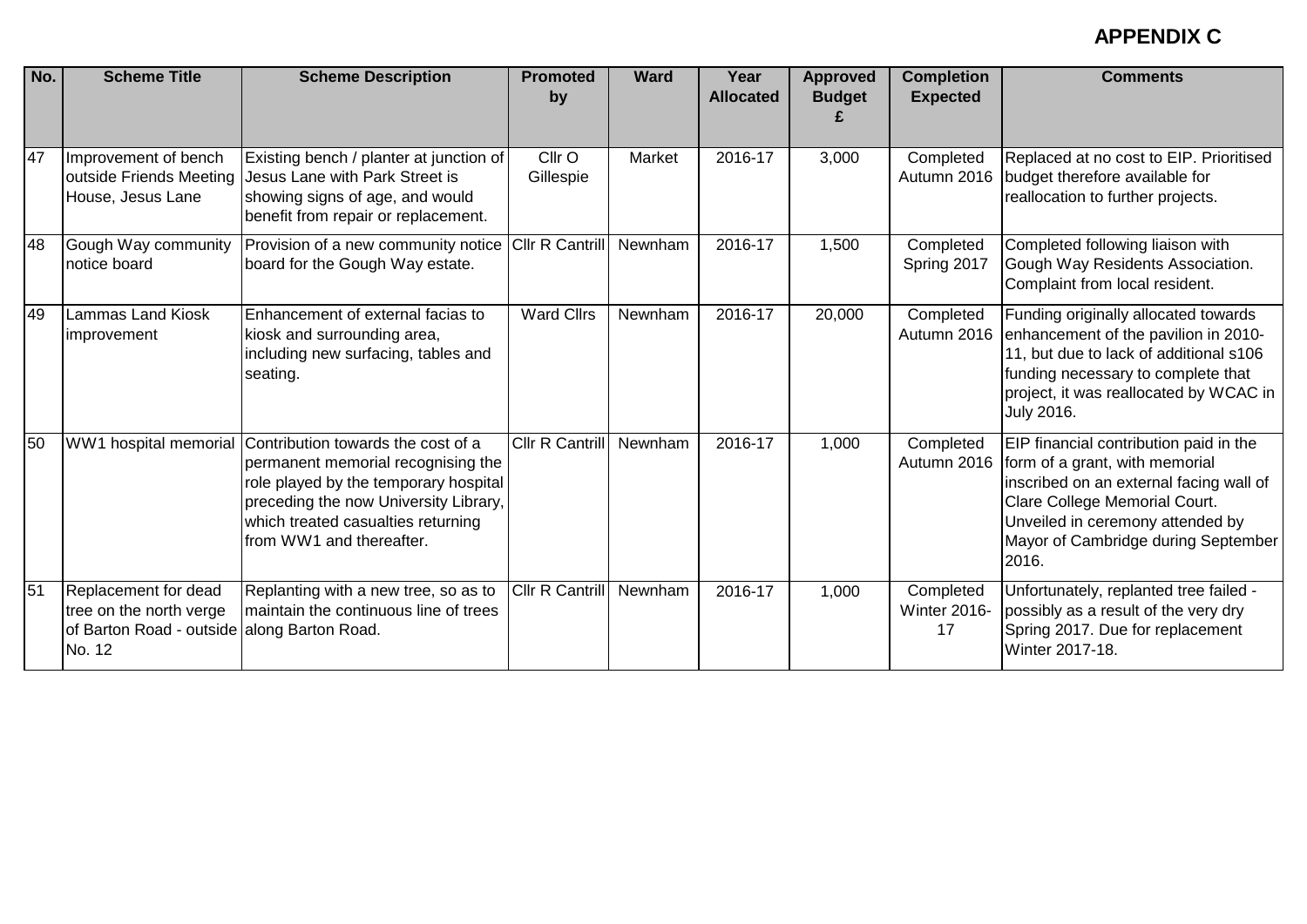**APPENDIX C**

| No. | Scheme Title | Scheme Description | Promoted by | Ward | Year Allocated | Approved Budget £ | Completion Expected | Comments |
|---|---|---|---|---|---|---|---|---|
| 47 | Improvement of bench outside Friends Meeting House, Jesus Lane | Existing bench / planter at junction of Jesus Lane with Park Street is showing signs of age, and would benefit from repair or replacement. | Cllr O Gillespie | Market | 2016-17 | 3,000 | Completed Autumn 2016 | Replaced at no cost to EIP. Prioritised budget therefore available for reallocation to further projects. |
| 48 | Gough Way community notice board | Provision of a new community notice board for the Gough Way estate. | Cllr R Cantrill | Newnham | 2016-17 | 1,500 | Completed Spring 2017 | Completed following liaison with Gough Way Residents Association. Complaint from local resident. |
| 49 | Lammas Land Kiosk improvement | Enhancement of external facias to kiosk and surrounding area, including new surfacing, tables and seating. | Ward Cllrs | Newnham | 2016-17 | 20,000 | Completed Autumn 2016 | Funding originally allocated towards enhancement of the pavilion in 2010-11, but due to lack of additional s106 funding necessary to complete that project, it was reallocated by WCAC in July 2016. |
| 50 | WW1 hospital memorial | Contribution towards the cost of a permanent memorial recognising the role played by the temporary hospital preceding the now University Library, which treated casualties returning from WW1 and thereafter. | Cllr R Cantrill | Newnham | 2016-17 | 1,000 | Completed Autumn 2016 | EIP financial contribution paid in the form of a grant, with memorial inscribed on an external facing wall of Clare College Memorial Court. Unveiled in ceremony attended by Mayor of Cambridge during September 2016. |
| 51 | Replacement for dead tree on the north verge of Barton Road - outside No. 12 | Replanting with a new tree, so as to maintain the continuous line of trees along Barton Road. | Cllr R Cantrill | Newnham | 2016-17 | 1,000 | Completed Winter 2016-17 | Unfortunately, replanted tree failed - possibly as a result of the very dry Spring 2017. Due for replacement Winter 2017-18. |